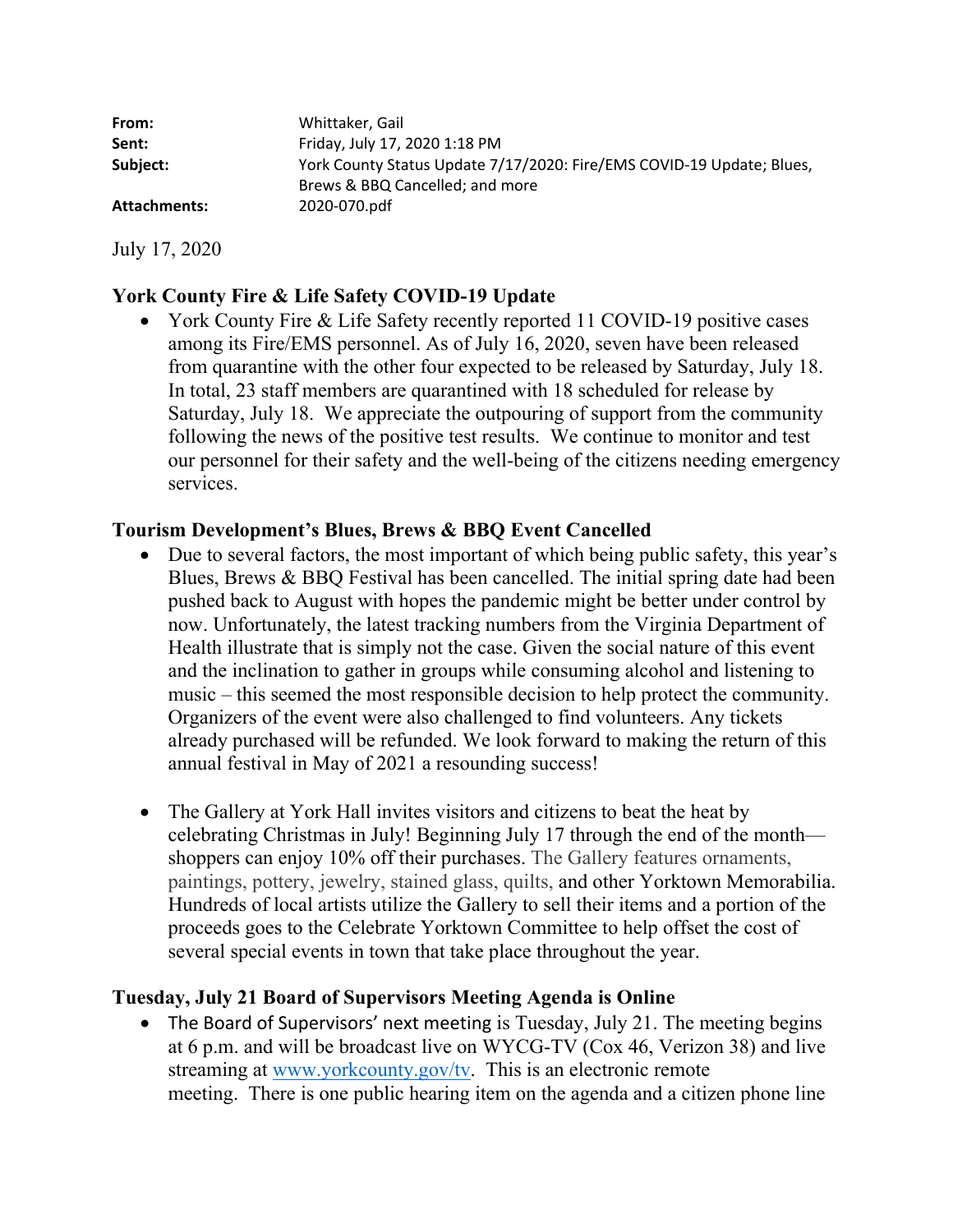**From:** Whittaker, Gail
**Sent:** Friday, July 17, 2020 1:18 PM
**Subject:** York County Status Update 7/17/2020: Fire/EMS COVID-19 Update; Blues, Brews & BBQ Cancelled; and more
**Attachments:** 2020-070.pdf

July 17, 2020

### York County Fire & Life Safety COVID-19 Update

- York County Fire & Life Safety recently reported 11 COVID-19 positive cases among its Fire/EMS personnel. As of July 16, 2020, seven have been released from quarantine with the other four expected to be released by Saturday, July 18. In total, 23 staff members are quarantined with 18 scheduled for release by Saturday, July 18. We appreciate the outpouring of support from the community following the news of the positive test results. We continue to monitor and test our personnel for their safety and the well-being of the citizens needing emergency services.

### Tourism Development's Blues, Brews & BBQ Event Cancelled

- Due to several factors, the most important of which being public safety, this year's Blues, Brews & BBQ Festival has been cancelled. The initial spring date had been pushed back to August with hopes the pandemic might be better under control by now. Unfortunately, the latest tracking numbers from the Virginia Department of Health illustrate that is simply not the case. Given the social nature of this event and the inclination to gather in groups while consuming alcohol and listening to music – this seemed the most responsible decision to help protect the community. Organizers of the event were also challenged to find volunteers. Any tickets already purchased will be refunded. We look forward to making the return of this annual festival in May of 2021 a resounding success!

- The Gallery at York Hall invites visitors and citizens to beat the heat by celebrating Christmas in July! Beginning July 17 through the end of the month—shoppers can enjoy 10% off their purchases. The Gallery features ornaments, paintings, pottery, jewelry, stained glass, quilts, and other Yorktown Memorabilia. Hundreds of local artists utilize the Gallery to sell their items and a portion of the proceeds goes to the Celebrate Yorktown Committee to help offset the cost of several special events in town that take place throughout the year.

### Tuesday, July 21 Board of Supervisors Meeting Agenda is Online

- The Board of Supervisors' next meeting is Tuesday, July 21. The meeting begins at 6 p.m. and will be broadcast live on WYCG-TV (Cox 46, Verizon 38) and live streaming at [www.yorkcounty.gov/tv](www.yorkcounty.gov/tv). This is an electronic remote meeting. There is one public hearing item on the agenda and a citizen phone line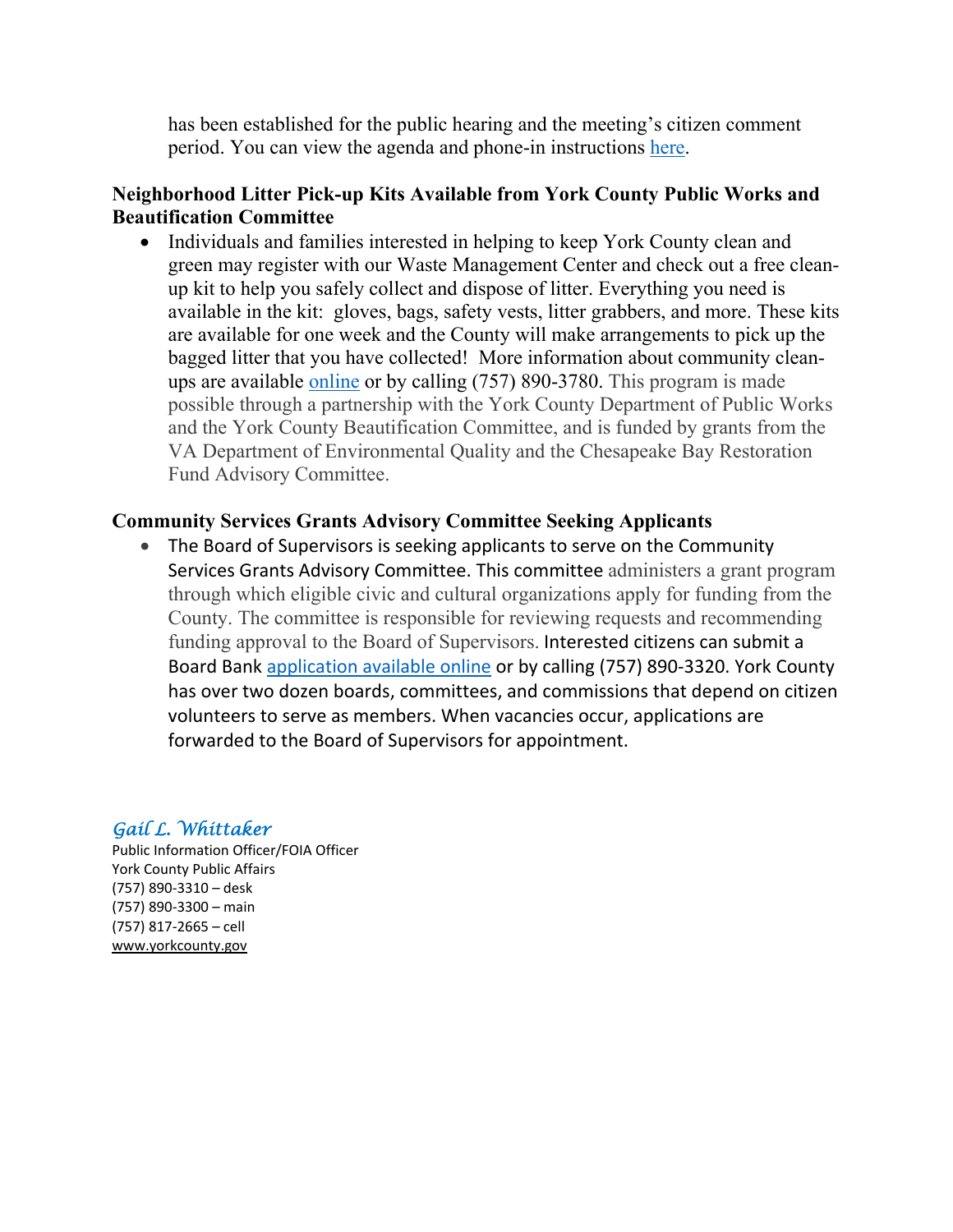has been established for the public hearing and the meeting's citizen comment period. You can view the agenda and phone-in instructions here.

**Neighborhood Litter Pick-up Kits Available from York County Public Works and Beautification Committee**

- Individuals and families interested in helping to keep York County clean and green may register with our Waste Management Center and check out a free clean-up kit to help you safely collect and dispose of litter. Everything you need is available in the kit: gloves, bags, safety vests, litter grabbers, and more. These kits are available for one week and the County will make arrangements to pick up the bagged litter that you have collected! More information about community clean-ups are available online or by calling (757) 890-3780. This program is made possible through a partnership with the York County Department of Public Works and the York County Beautification Committee, and is funded by grants from the VA Department of Environmental Quality and the Chesapeake Bay Restoration Fund Advisory Committee.

**Community Services Grants Advisory Committee Seeking Applicants**

- The Board of Supervisors is seeking applicants to serve on the Community Services Grants Advisory Committee. This committee administers a grant program through which eligible civic and cultural organizations apply for funding from the County. The committee is responsible for reviewing requests and recommending funding approval to the Board of Supervisors. Interested citizens can submit a Board Bank application available online or by calling (757) 890-3320. York County has over two dozen boards, committees, and commissions that depend on citizen volunteers to serve as members. When vacancies occur, applications are forwarded to the Board of Supervisors for appointment.

*Gail L. Whittaker*
Public Information Officer/FOIA Officer
York County Public Affairs
(757) 890-3310 – desk
(757) 890-3300 – main
(757) 817-2665 – cell
www.yorkcounty.gov